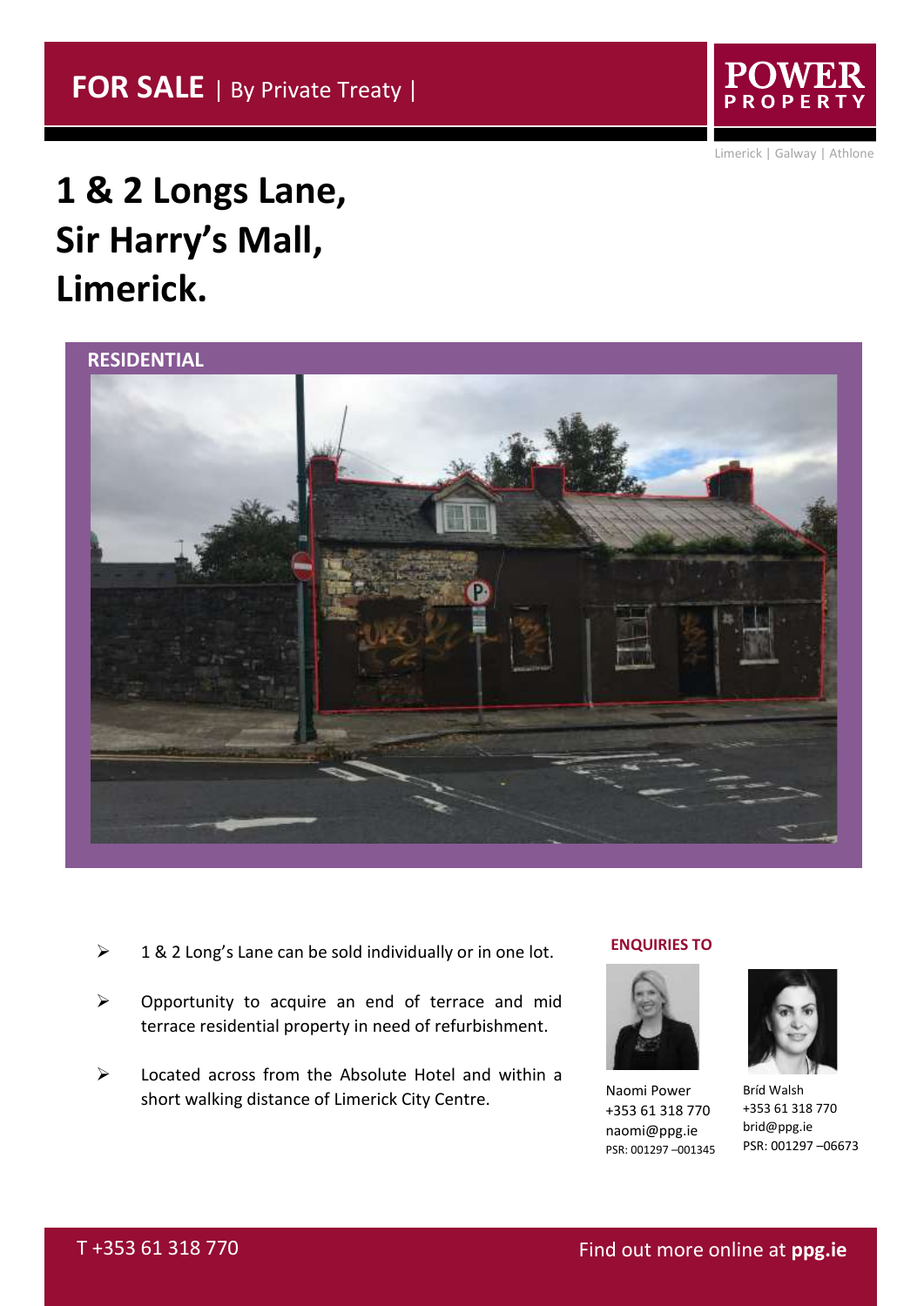**FOR SALE** | By Private Treaty |

POWER PROPERTY

Limerick | Galway | Athlone

# 1 & 2 Longs Lane, Sir Harry's Mall, Limerick.

**RESIDENTIAL**

- 1 & 2 Long's Lane can be sold individually or in one lot.
- Opportunity to acquire an end of terrace and mid terrace residential property in need of refurbishment.
- Located across from the Absolute Hotel and within a short walking distance of Limerick City Centre.

**ENQUIRIES TO**

Naomi Power
+353 61 318 770
naomi@ppg.ie
PSR: 001297 –001345

Bríd Walsh
+353 61 318 770
brid@ppg.ie
PSR: 001297 –06673

T +353 61 318 770

Find out more online at **ppg.ie**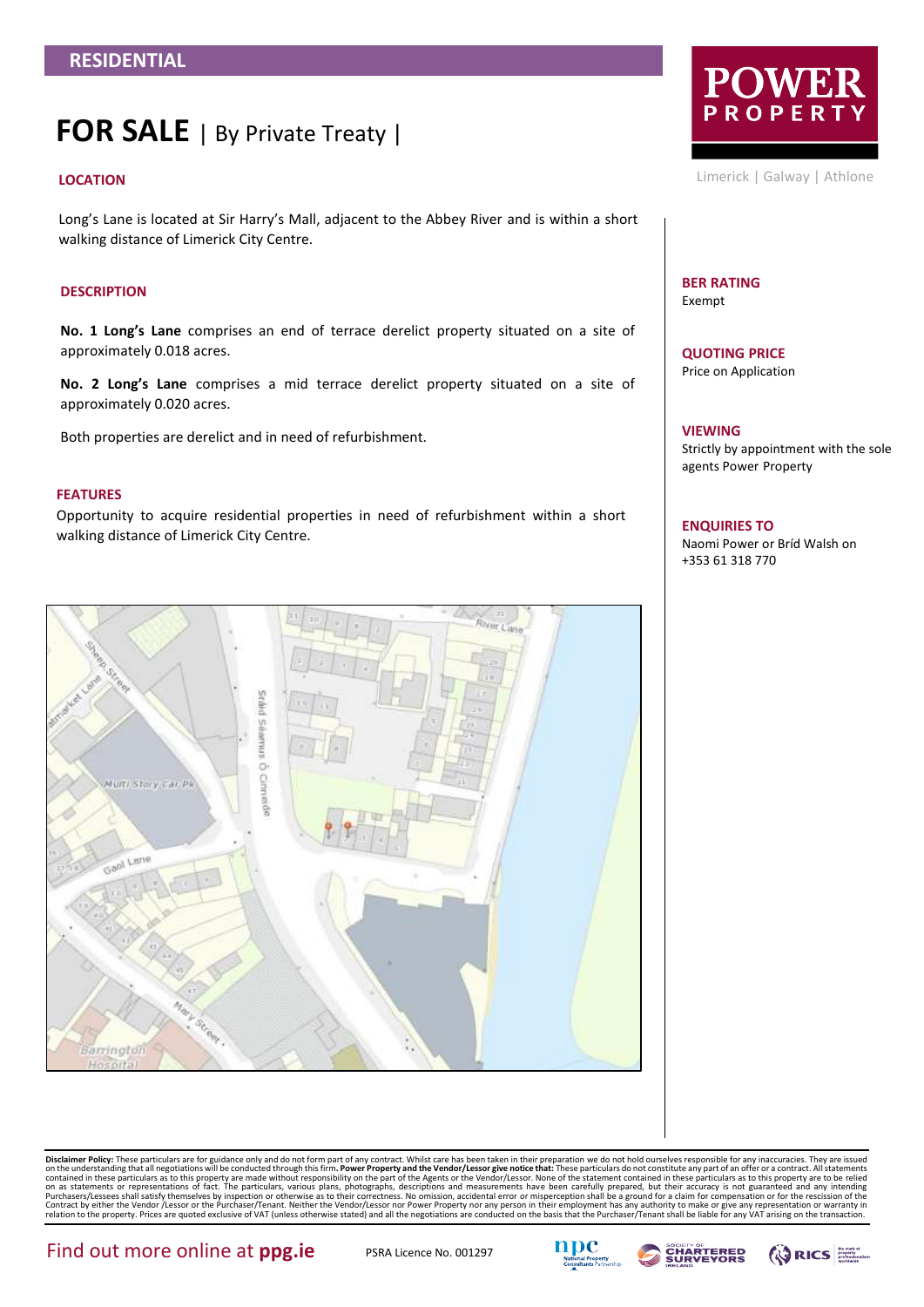RESIDENTIAL

# FOR SALE | By Private Treaty |

POWER PROPERTY

Limerick | Galway | Athlone

### LOCATION

Long's Lane is located at Sir Harry's Mall, adjacent to the Abbey River and is within a short walking distance of Limerick City Centre.

### DESCRIPTION

**No. 1 Long's Lane** comprises an end of terrace derelict property situated on a site of approximately 0.018 acres.

**No. 2 Long's Lane** comprises a mid terrace derelict property situated on a site of approximately 0.020 acres.

Both properties are derelict and in need of refurbishment.

### FEATURES

Opportunity to acquire residential properties in need of refurbishment within a short walking distance of Limerick City Centre.

Sheep Street

Haymarket Lane

Multi Story Car Pk

Gaol Lane

Sráid Séamus Ó Conraoi

River Lane

Mary Street

Barrington Hospital

### BER RATING

Exempt

### QUOTING PRICE

Price on Application

### VIEWING

Strictly by appointment with the sole agents Power Property

### ENQUIRIES TO

Naomi Power or Bríd Walsh on +353 61 318 770

**Disclaimer Policy:** These particulars are for guidance only and do not form part of any contract. Whilst care has been taken in their preparation we do not hold ourselves responsible for any inaccuracies. They are issued on the understanding that all negotiations will be conducted through this firm. **Power Property and the Vendor/Lessor give notice that:** These particulars do not constitute any part of an offer or a contract. All statements contained in these particulars as to this property are made without responsibility on the part of the Agents or the Vendor/Lessor. None of the statement contained in these particulars as to this property are to be relied on as statements or representations of fact. The particulars, various plans, photographs, descriptions and measurements have been carefully prepared, but their accuracy is not guaranteed and any intending Purchasers/Lessees shall satisfy themselves by inspection or otherwise as to their correctness. No omission, accidental error or misperception shall be a ground for a claim for compensation or for the rescission of the Contract by either the Vendor /Lessor or the Purchaser/Tenant. Neither the Vendor/Lessor nor Power Property nor any person in their employment has any authority to make or give any representation or warranty in relation to the property. Prices are quoted exclusive of VAT (unless otherwise stated) and all the negotiations are conducted on the basis that the Purchaser/Tenant shall be liable for any VAT arising on the transaction.

Find out more online at **ppg.ie**

PSRA Licence No. 001297